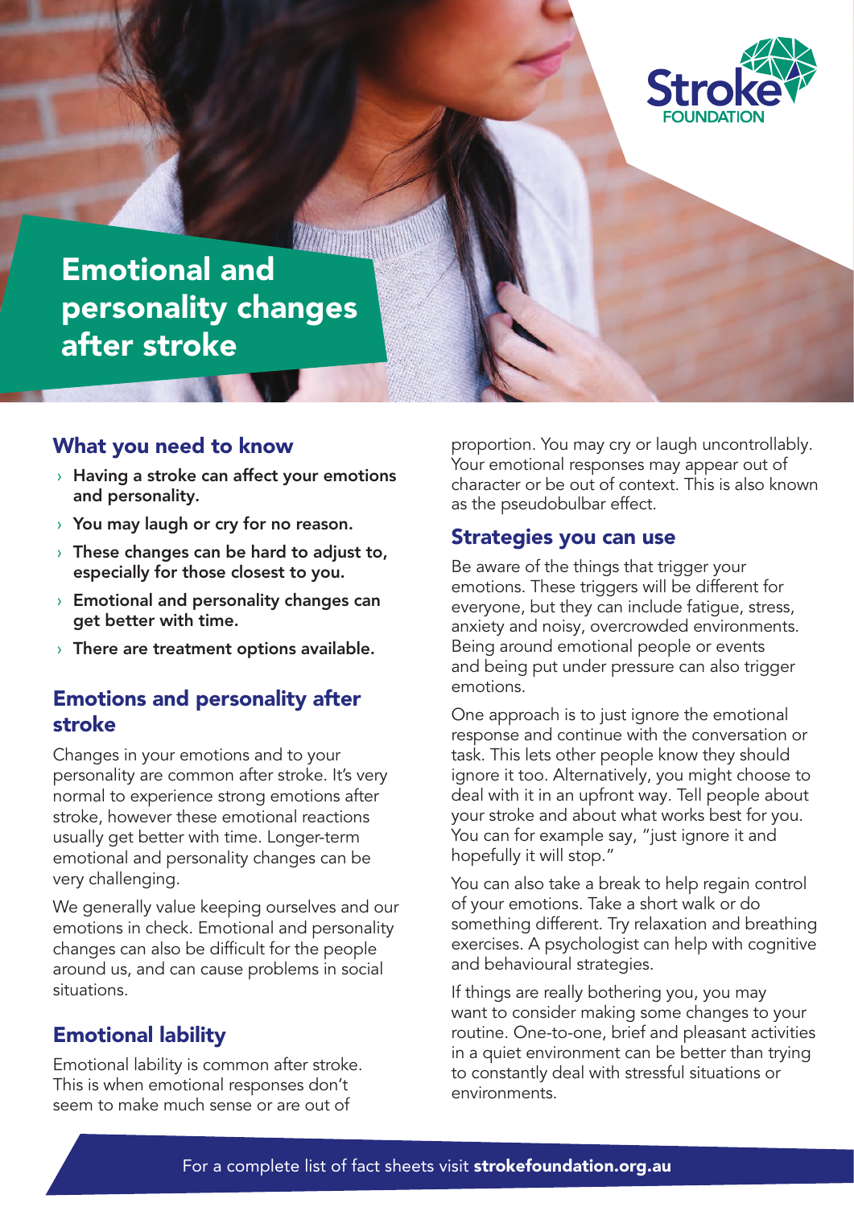# Emotional and personality changes after stroke

## What you need to know

- **Having a stroke can affect your emotions and personality.**
- **You may laugh or cry for no reason.**
- **These changes can be hard to adjust to, especially for those closest to you.**
- **Emotional and personality changes can get better with time.**
- **There are treatment options available.**

## Emotions and personality after stroke

Changes in your emotions and to your personality are common after stroke. It's very normal to experience strong emotions after stroke, however these emotional reactions usually get better with time. Longer-term emotional and personality changes can be very challenging.

We generally value keeping ourselves and our emotions in check. Emotional and personality changes can also be difficult for the people around us, and can cause problems in social situations.

## Emotional lability

Emotional lability is common after stroke. This is when emotional responses don't seem to make much sense or are out of proportion. You may cry or laugh uncontrollably. Your emotional responses may appear out of character or be out of context. This is also known as the pseudobulbar effect.

## Strategies you can use

Be aware of the things that trigger your emotions. These triggers will be different for everyone, but they can include fatigue, stress, anxiety and noisy, overcrowded environments. Being around emotional people or events and being put under pressure can also trigger emotions.

One approach is to just ignore the emotional response and continue with the conversation or task. This lets other people know they should ignore it too. Alternatively, you might choose to deal with it in an upfront way. Tell people about your stroke and about what works best for you. You can for example say, "just ignore it and hopefully it will stop."

You can also take a break to help regain control of your emotions. Take a short walk or do something different. Try relaxation and breathing exercises. A psychologist can help with cognitive and behavioural strategies.

If things are really bothering you, you may want to consider making some changes to your routine. One-to-one, brief and pleasant activities in a quiet environment can be better than trying to constantly deal with stressful situations or environments.

For a complete list of fact sheets visit **strokefoundation.org.au**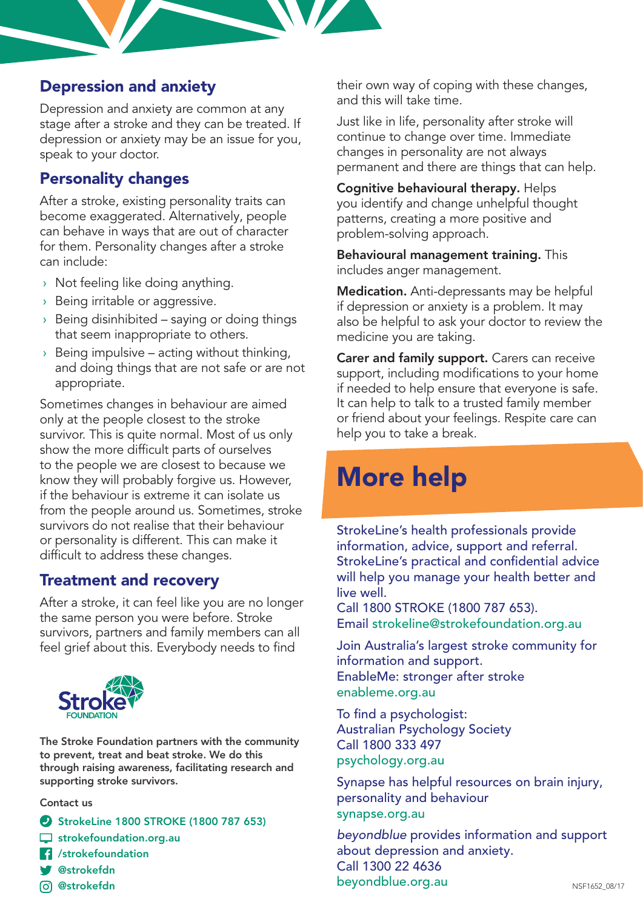## Depression and anxiety

Depression and anxiety are common at any stage after a stroke and they can be treated. If depression or anxiety may be an issue for you, speak to your doctor.

## Personality changes

After a stroke, existing personality traits can become exaggerated. Alternatively, people can behave in ways that are out of character for them. Personality changes after a stroke can include:

- Not feeling like doing anything.
- Being irritable or aggressive.
- Being disinhibited – saying or doing things that seem inappropriate to others.
- Being impulsive – acting without thinking, and doing things that are not safe or are not appropriate.

Sometimes changes in behaviour are aimed only at the people closest to the stroke survivor. This is quite normal. Most of us only show the more difficult parts of ourselves to the people we are closest to because we know they will probably forgive us. However, if the behaviour is extreme it can isolate us from the people around us. Sometimes, stroke survivors do not realise that their behaviour or personality is different. This can make it difficult to address these changes.

## Treatment and recovery

After a stroke, it can feel like you are no longer the same person you were before. Stroke survivors, partners and family members can all feel grief about this. Everybody needs to find their own way of coping with these changes, and this will take time.

Just like in life, personality after stroke will continue to change over time. Immediate changes in personality are not always permanent and there are things that can help.

**Cognitive behavioural therapy.** Helps you identify and change unhelpful thought patterns, creating a more positive and problem-solving approach.

**Behavioural management training.** This includes anger management.

**Medication.** Anti-depressants may be helpful if depression or anxiety is a problem. It may also be helpful to ask your doctor to review the medicine you are taking.

**Carer and family support.** Carers can receive support, including modifications to your home if needed to help ensure that everyone is safe. It can help to talk to a trusted family member or friend about your feelings. Respite care can help you to take a break.

# More help

StrokeLine's health professionals provide information, advice, support and referral. StrokeLine's practical and confidential advice will help you manage your health better and live well.
Call 1800 STROKE (1800 787 653).
Email strokeline@strokefoundation.org.au

Join Australia's largest stroke community for information and support.
EnableMe: stronger after stroke
enableme.org.au

To find a psychologist:
Australian Psychology Society
Call 1800 333 497
psychology.org.au

Synapse has helpful resources on brain injury, personality and behaviour
synapse.org.au

*beyondblue* provides information and support about depression and anxiety.
Call 1300 22 4636
beyondblue.org.au

Stroke FOUNDATION

**The Stroke Foundation partners with the community to prevent, treat and beat stroke. We do this through raising awareness, facilitating research and supporting stroke survivors.**

Contact us

- StrokeLine 1800 STROKE (1800 787 653)
- strokefoundation.org.au
- /strokefoundation
- @strokefdn
- @strokefdn

NSF1652_08/17